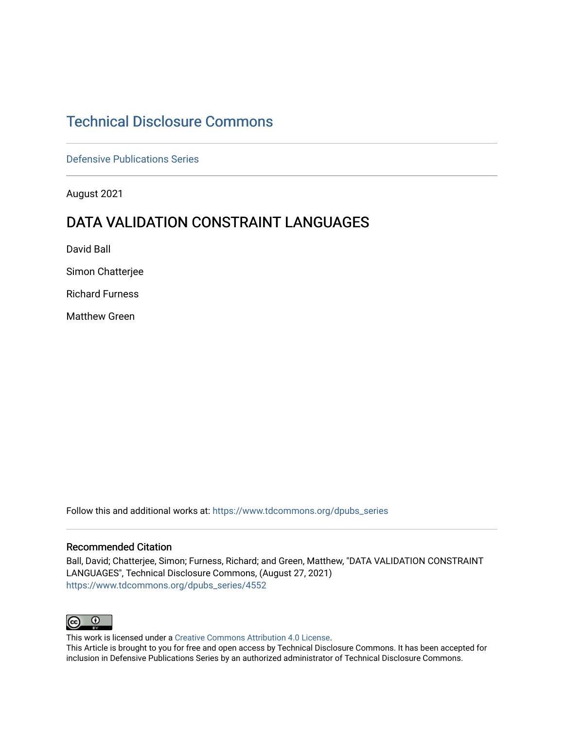# Technical Disclosure Commons

Defensive Publications Series

August 2021

## DATA VALIDATION CONSTRAINT LANGUAGES

David Ball

Simon Chatterjee

Richard Furness

Matthew Green

Follow this and additional works at: https://www.tdcommons.org/dpubs_series

### Recommended Citation

Ball, David; Chatterjee, Simon; Furness, Richard; and Green, Matthew, "DATA VALIDATION CONSTRAINT LANGUAGES", Technical Disclosure Commons, (August 27, 2021)
https://www.tdcommons.org/dpubs_series/4552

This work is licensed under a Creative Commons Attribution 4.0 License.
This Article is brought to you for free and open access by Technical Disclosure Commons. It has been accepted for inclusion in Defensive Publications Series by an authorized administrator of Technical Disclosure Commons.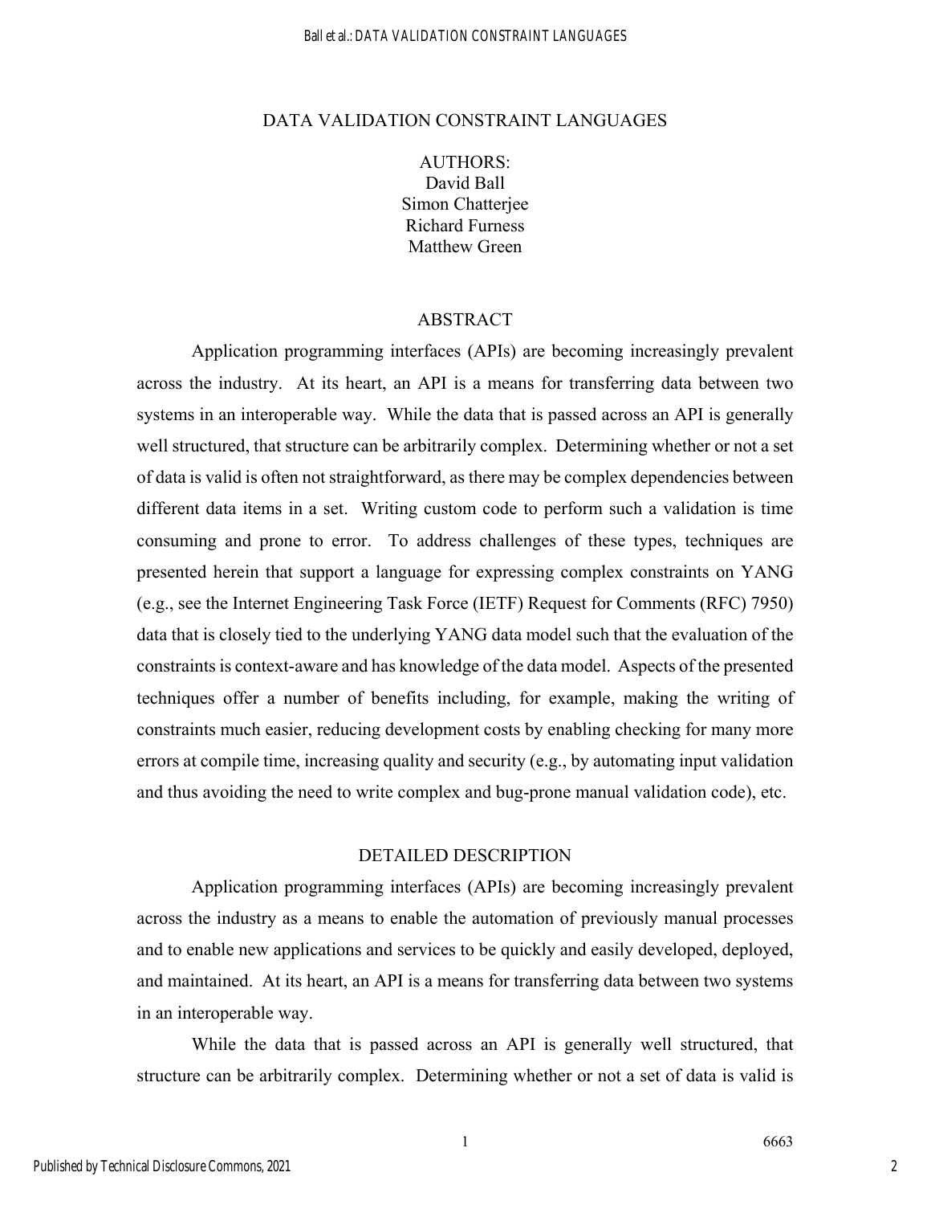# DATA VALIDATION CONSTRAINT LANGUAGES

AUTHORS:
David Ball
Simon Chatterjee
Richard Furness
Matthew Green

## ABSTRACT

Application programming interfaces (APIs) are becoming increasingly prevalent across the industry. At its heart, an API is a means for transferring data between two systems in an interoperable way. While the data that is passed across an API is generally well structured, that structure can be arbitrarily complex. Determining whether or not a set of data is valid is often not straightforward, as there may be complex dependencies between different data items in a set. Writing custom code to perform such a validation is time consuming and prone to error. To address challenges of these types, techniques are presented herein that support a language for expressing complex constraints on YANG (e.g., see the Internet Engineering Task Force (IETF) Request for Comments (RFC) 7950) data that is closely tied to the underlying YANG data model such that the evaluation of the constraints is context-aware and has knowledge of the data model. Aspects of the presented techniques offer a number of benefits including, for example, making the writing of constraints much easier, reducing development costs by enabling checking for many more errors at compile time, increasing quality and security (e.g., by automating input validation and thus avoiding the need to write complex and bug-prone manual validation code), etc.

## DETAILED DESCRIPTION

Application programming interfaces (APIs) are becoming increasingly prevalent across the industry as a means to enable the automation of previously manual processes and to enable new applications and services to be quickly and easily developed, deployed, and maintained. At its heart, an API is a means for transferring data between two systems in an interoperable way.

While the data that is passed across an API is generally well structured, that structure can be arbitrarily complex. Determining whether or not a set of data is valid is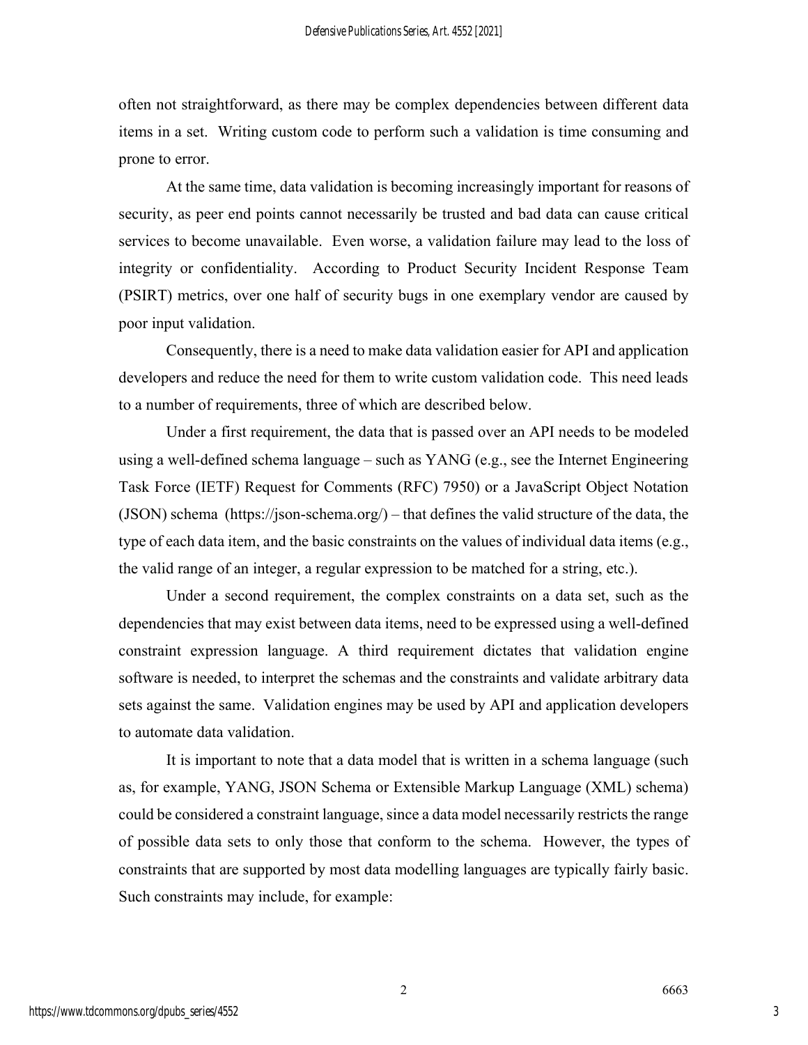often not straightforward, as there may be complex dependencies between different data items in a set. Writing custom code to perform such a validation is time consuming and prone to error.

At the same time, data validation is becoming increasingly important for reasons of security, as peer end points cannot necessarily be trusted and bad data can cause critical services to become unavailable. Even worse, a validation failure may lead to the loss of integrity or confidentiality. According to Product Security Incident Response Team (PSIRT) metrics, over one half of security bugs in one exemplary vendor are caused by poor input validation.

Consequently, there is a need to make data validation easier for API and application developers and reduce the need for them to write custom validation code. This need leads to a number of requirements, three of which are described below.

Under a first requirement, the data that is passed over an API needs to be modeled using a well-defined schema language – such as YANG (e.g., see the Internet Engineering Task Force (IETF) Request for Comments (RFC) 7950) or a JavaScript Object Notation (JSON) schema (https://json-schema.org/) – that defines the valid structure of the data, the type of each data item, and the basic constraints on the values of individual data items (e.g., the valid range of an integer, a regular expression to be matched for a string, etc.).

Under a second requirement, the complex constraints on a data set, such as the dependencies that may exist between data items, need to be expressed using a well-defined constraint expression language. A third requirement dictates that validation engine software is needed, to interpret the schemas and the constraints and validate arbitrary data sets against the same. Validation engines may be used by API and application developers to automate data validation.

It is important to note that a data model that is written in a schema language (such as, for example, YANG, JSON Schema or Extensible Markup Language (XML) schema) could be considered a constraint language, since a data model necessarily restricts the range of possible data sets to only those that conform to the schema. However, the types of constraints that are supported by most data modelling languages are typically fairly basic. Such constraints may include, for example: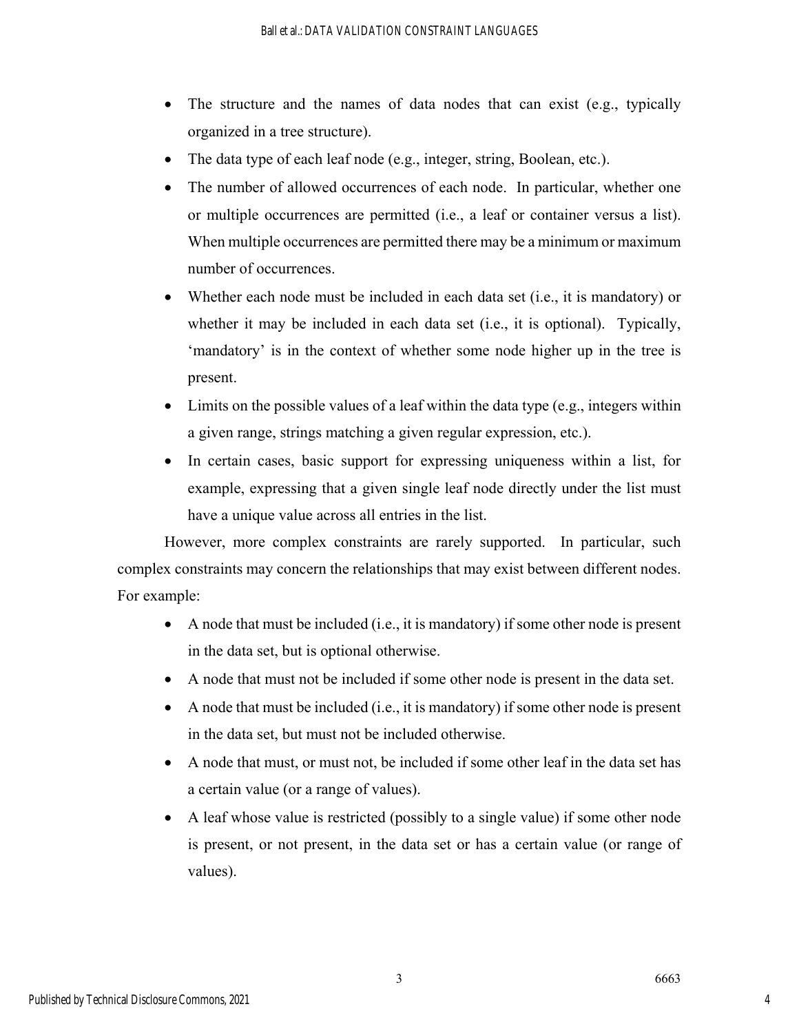- The structure and the names of data nodes that can exist (e.g., typically organized in a tree structure).
- The data type of each leaf node (e.g., integer, string, Boolean, etc.).
- The number of allowed occurrences of each node. In particular, whether one or multiple occurrences are permitted (i.e., a leaf or container versus a list). When multiple occurrences are permitted there may be a minimum or maximum number of occurrences.
- Whether each node must be included in each data set (i.e., it is mandatory) or whether it may be included in each data set (i.e., it is optional). Typically, 'mandatory' is in the context of whether some node higher up in the tree is present.
- Limits on the possible values of a leaf within the data type (e.g., integers within a given range, strings matching a given regular expression, etc.).
- In certain cases, basic support for expressing uniqueness within a list, for example, expressing that a given single leaf node directly under the list must have a unique value across all entries in the list.

However, more complex constraints are rarely supported. In particular, such complex constraints may concern the relationships that may exist between different nodes. For example:

- A node that must be included (i.e., it is mandatory) if some other node is present in the data set, but is optional otherwise.
- A node that must not be included if some other node is present in the data set.
- A node that must be included (i.e., it is mandatory) if some other node is present in the data set, but must not be included otherwise.
- A node that must, or must not, be included if some other leaf in the data set has a certain value (or a range of values).
- A leaf whose value is restricted (possibly to a single value) if some other node is present, or not present, in the data set or has a certain value (or range of values).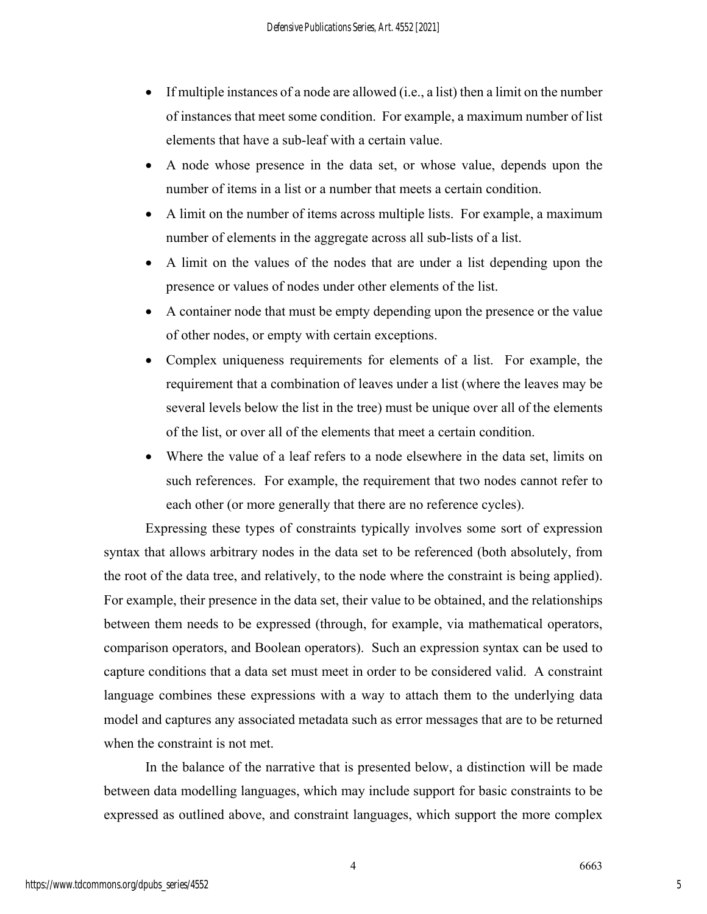- If multiple instances of a node are allowed (i.e., a list) then a limit on the number of instances that meet some condition. For example, a maximum number of list elements that have a sub-leaf with a certain value.
- A node whose presence in the data set, or whose value, depends upon the number of items in a list or a number that meets a certain condition.
- A limit on the number of items across multiple lists. For example, a maximum number of elements in the aggregate across all sub-lists of a list.
- A limit on the values of the nodes that are under a list depending upon the presence or values of nodes under other elements of the list.
- A container node that must be empty depending upon the presence or the value of other nodes, or empty with certain exceptions.
- Complex uniqueness requirements for elements of a list. For example, the requirement that a combination of leaves under a list (where the leaves may be several levels below the list in the tree) must be unique over all of the elements of the list, or over all of the elements that meet a certain condition.
- Where the value of a leaf refers to a node elsewhere in the data set, limits on such references. For example, the requirement that two nodes cannot refer to each other (or more generally that there are no reference cycles).

Expressing these types of constraints typically involves some sort of expression syntax that allows arbitrary nodes in the data set to be referenced (both absolutely, from the root of the data tree, and relatively, to the node where the constraint is being applied). For example, their presence in the data set, their value to be obtained, and the relationships between them needs to be expressed (through, for example, via mathematical operators, comparison operators, and Boolean operators). Such an expression syntax can be used to capture conditions that a data set must meet in order to be considered valid. A constraint language combines these expressions with a way to attach them to the underlying data model and captures any associated metadata such as error messages that are to be returned when the constraint is not met.

In the balance of the narrative that is presented below, a distinction will be made between data modelling languages, which may include support for basic constraints to be expressed as outlined above, and constraint languages, which support the more complex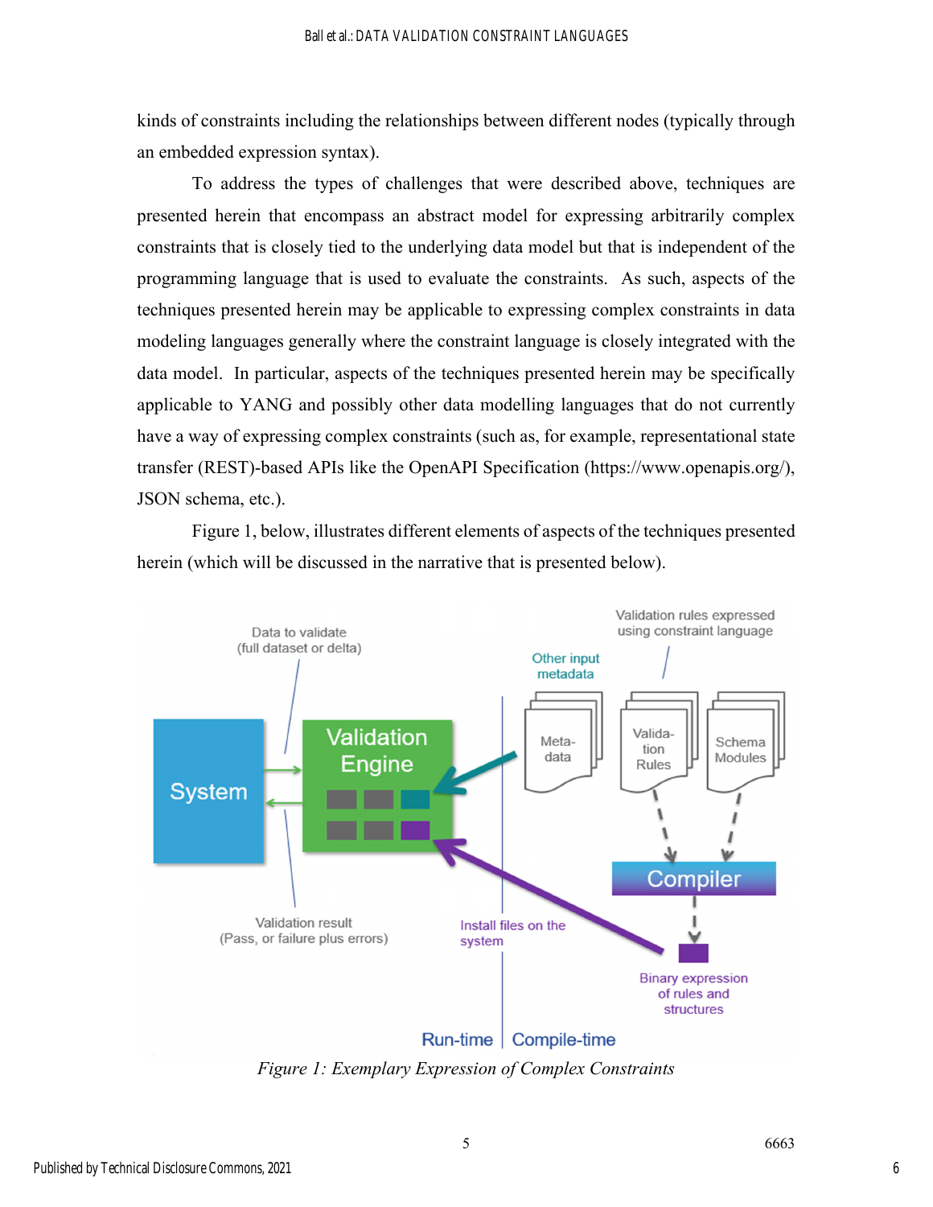kinds of constraints including the relationships between different nodes (typically through an embedded expression syntax).

To address the types of challenges that were described above, techniques are presented herein that encompass an abstract model for expressing arbitrarily complex constraints that is closely tied to the underlying data model but that is independent of the programming language that is used to evaluate the constraints. As such, aspects of the techniques presented herein may be applicable to expressing complex constraints in data modeling languages generally where the constraint language is closely integrated with the data model. In particular, aspects of the techniques presented herein may be specifically applicable to YANG and possibly other data modelling languages that do not currently have a way of expressing complex constraints (such as, for example, representational state transfer (REST)-based APIs like the OpenAPI Specification (https://www.openapis.org/), JSON schema, etc.).

Figure 1, below, illustrates different elements of aspects of the techniques presented herein (which will be discussed in the narrative that is presented below).

Data to validate (full dataset or delta)

Validation rules expressed using constraint language

Other input metadata

System

Validation Engine

Meta-data

Valida-tion Rules

Schema Modules

Compiler

Validation result (Pass, or failure plus errors)

Install files on the system

Binary expression of rules and structures

Run-time | Compile-time

*Figure 1: Exemplary Expression of Complex Constraints*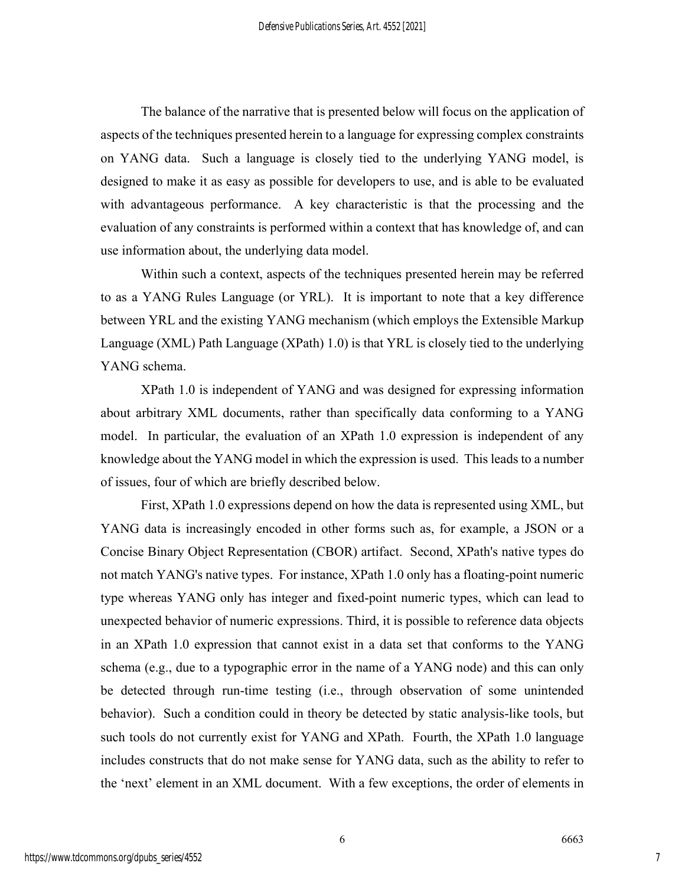The balance of the narrative that is presented below will focus on the application of aspects of the techniques presented herein to a language for expressing complex constraints on YANG data. Such a language is closely tied to the underlying YANG model, is designed to make it as easy as possible for developers to use, and is able to be evaluated with advantageous performance. A key characteristic is that the processing and the evaluation of any constraints is performed within a context that has knowledge of, and can use information about, the underlying data model.

Within such a context, aspects of the techniques presented herein may be referred to as a YANG Rules Language (or YRL). It is important to note that a key difference between YRL and the existing YANG mechanism (which employs the Extensible Markup Language (XML) Path Language (XPath) 1.0) is that YRL is closely tied to the underlying YANG schema.

XPath 1.0 is independent of YANG and was designed for expressing information about arbitrary XML documents, rather than specifically data conforming to a YANG model. In particular, the evaluation of an XPath 1.0 expression is independent of any knowledge about the YANG model in which the expression is used. This leads to a number of issues, four of which are briefly described below.

First, XPath 1.0 expressions depend on how the data is represented using XML, but YANG data is increasingly encoded in other forms such as, for example, a JSON or a Concise Binary Object Representation (CBOR) artifact. Second, XPath's native types do not match YANG's native types. For instance, XPath 1.0 only has a floating-point numeric type whereas YANG only has integer and fixed-point numeric types, which can lead to unexpected behavior of numeric expressions. Third, it is possible to reference data objects in an XPath 1.0 expression that cannot exist in a data set that conforms to the YANG schema (e.g., due to a typographic error in the name of a YANG node) and this can only be detected through run-time testing (i.e., through observation of some unintended behavior). Such a condition could in theory be detected by static analysis-like tools, but such tools do not currently exist for YANG and XPath. Fourth, the XPath 1.0 language includes constructs that do not make sense for YANG data, such as the ability to refer to the 'next' element in an XML document. With a few exceptions, the order of elements in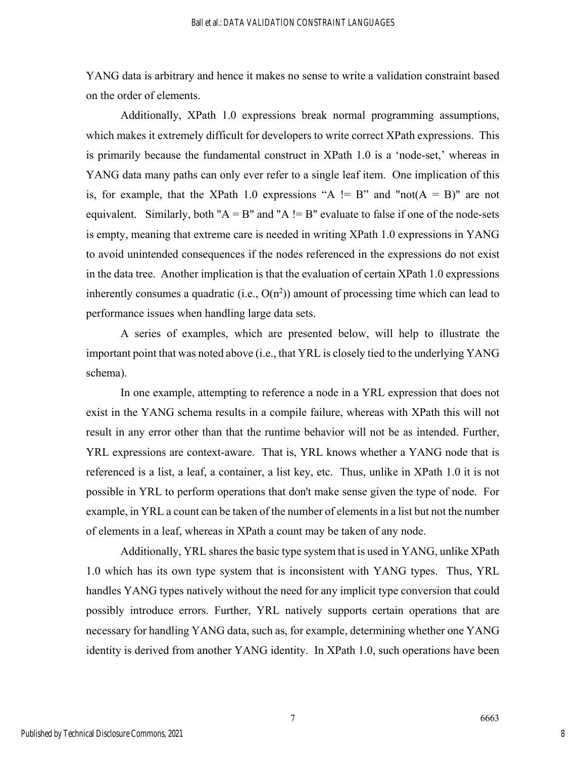YANG data is arbitrary and hence it makes no sense to write a validation constraint based on the order of elements.

Additionally, XPath 1.0 expressions break normal programming assumptions, which makes it extremely difficult for developers to write correct XPath expressions. This is primarily because the fundamental construct in XPath 1.0 is a 'node-set,' whereas in YANG data many paths can only ever refer to a single leaf item. One implication of this is, for example, that the XPath 1.0 expressions "A != B" and "not(A = B)" are not equivalent. Similarly, both "A = B" and "A != B" evaluate to false if one of the node-sets is empty, meaning that extreme care is needed in writing XPath 1.0 expressions in YANG to avoid unintended consequences if the nodes referenced in the expressions do not exist in the data tree. Another implication is that the evaluation of certain XPath 1.0 expressions inherently consumes a quadratic (i.e., $O(n^2)$) amount of processing time which can lead to performance issues when handling large data sets.

A series of examples, which are presented below, will help to illustrate the important point that was noted above (i.e., that YRL is closely tied to the underlying YANG schema).

In one example, attempting to reference a node in a YRL expression that does not exist in the YANG schema results in a compile failure, whereas with XPath this will not result in any error other than that the runtime behavior will not be as intended. Further, YRL expressions are context-aware. That is, YRL knows whether a YANG node that is referenced is a list, a leaf, a container, a list key, etc. Thus, unlike in XPath 1.0 it is not possible in YRL to perform operations that don't make sense given the type of node. For example, in YRL a count can be taken of the number of elements in a list but not the number of elements in a leaf, whereas in XPath a count may be taken of any node.

Additionally, YRL shares the basic type system that is used in YANG, unlike XPath 1.0 which has its own type system that is inconsistent with YANG types. Thus, YRL handles YANG types natively without the need for any implicit type conversion that could possibly introduce errors. Further, YRL natively supports certain operations that are necessary for handling YANG data, such as, for example, determining whether one YANG identity is derived from another YANG identity. In XPath 1.0, such operations have been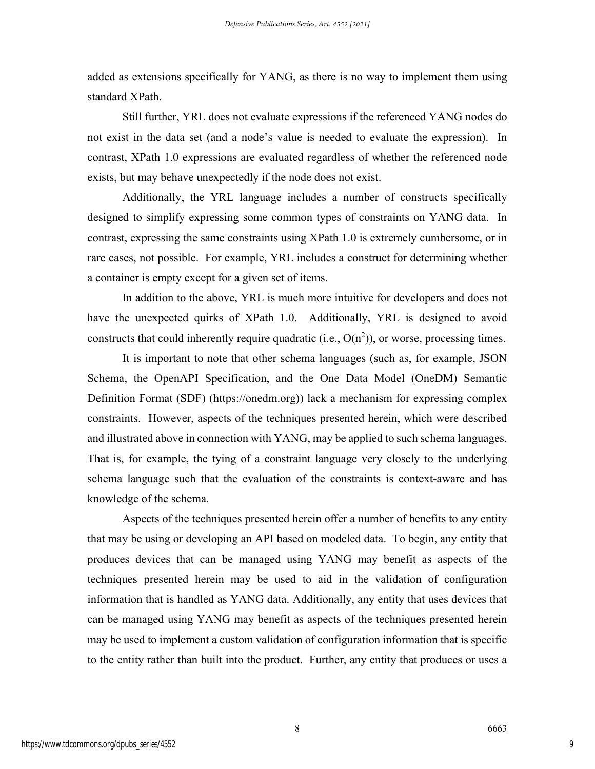added as extensions specifically for YANG, as there is no way to implement them using standard XPath.

Still further, YRL does not evaluate expressions if the referenced YANG nodes do not exist in the data set (and a node's value is needed to evaluate the expression). In contrast, XPath 1.0 expressions are evaluated regardless of whether the referenced node exists, but may behave unexpectedly if the node does not exist.

Additionally, the YRL language includes a number of constructs specifically designed to simplify expressing some common types of constraints on YANG data. In contrast, expressing the same constraints using XPath 1.0 is extremely cumbersome, or in rare cases, not possible. For example, YRL includes a construct for determining whether a container is empty except for a given set of items.

In addition to the above, YRL is much more intuitive for developers and does not have the unexpected quirks of XPath 1.0. Additionally, YRL is designed to avoid constructs that could inherently require quadratic (i.e., $O(n^2)$), or worse, processing times.

It is important to note that other schema languages (such as, for example, JSON Schema, the OpenAPI Specification, and the One Data Model (OneDM) Semantic Definition Format (SDF) (https://onedm.org)) lack a mechanism for expressing complex constraints. However, aspects of the techniques presented herein, which were described and illustrated above in connection with YANG, may be applied to such schema languages. That is, for example, the tying of a constraint language very closely to the underlying schema language such that the evaluation of the constraints is context-aware and has knowledge of the schema.

Aspects of the techniques presented herein offer a number of benefits to any entity that may be using or developing an API based on modeled data. To begin, any entity that produces devices that can be managed using YANG may benefit as aspects of the techniques presented herein may be used to aid in the validation of configuration information that is handled as YANG data. Additionally, any entity that uses devices that can be managed using YANG may benefit as aspects of the techniques presented herein may be used to implement a custom validation of configuration information that is specific to the entity rather than built into the product. Further, any entity that produces or uses a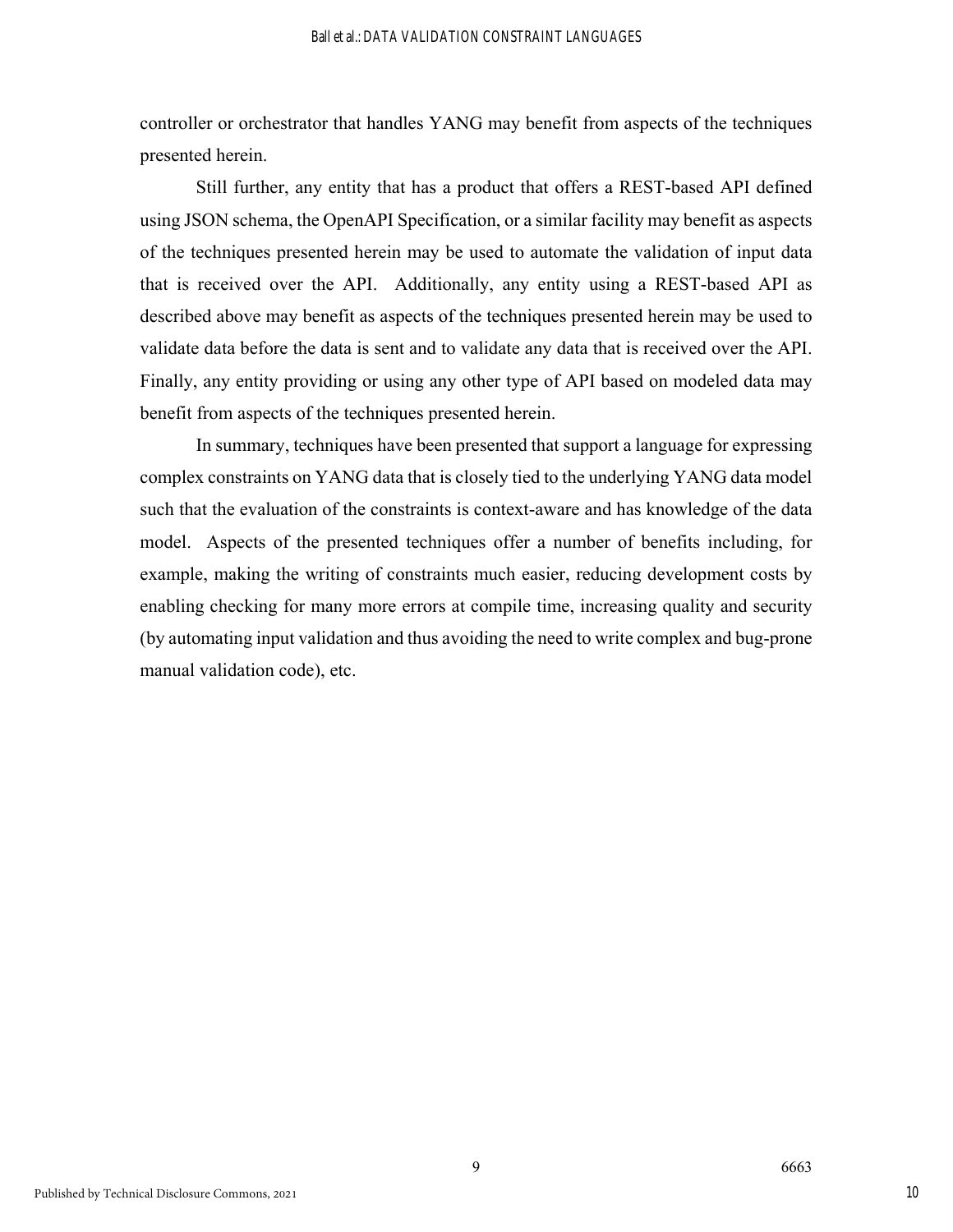controller or orchestrator that handles YANG may benefit from aspects of the techniques presented herein.

Still further, any entity that has a product that offers a REST-based API defined using JSON schema, the OpenAPI Specification, or a similar facility may benefit as aspects of the techniques presented herein may be used to automate the validation of input data that is received over the API. Additionally, any entity using a REST-based API as described above may benefit as aspects of the techniques presented herein may be used to validate data before the data is sent and to validate any data that is received over the API. Finally, any entity providing or using any other type of API based on modeled data may benefit from aspects of the techniques presented herein.

In summary, techniques have been presented that support a language for expressing complex constraints on YANG data that is closely tied to the underlying YANG data model such that the evaluation of the constraints is context-aware and has knowledge of the data model. Aspects of the presented techniques offer a number of benefits including, for example, making the writing of constraints much easier, reducing development costs by enabling checking for many more errors at compile time, increasing quality and security (by automating input validation and thus avoiding the need to write complex and bug-prone manual validation code), etc.